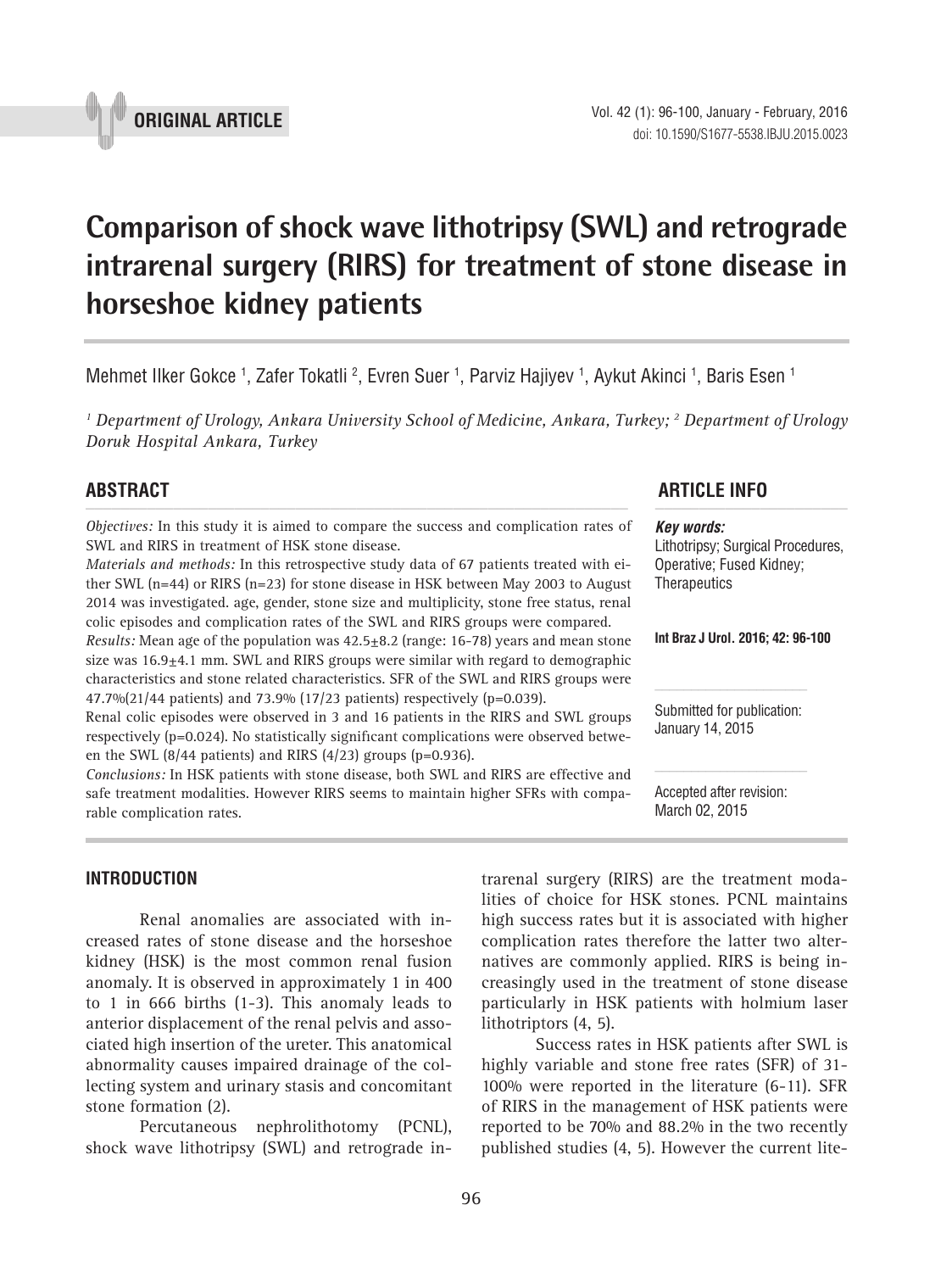ORIGINAL ARTICLE

# Comparison of shock wave lithotripsy (SWL) and retrograde intrarenal surgery (RIRS) for treatment of stone disease in horseshoe kidney patients

Mehmet Ilker Gokce [1], Zafer Tokatli [2], Evren Suer [1], Parviz Hajiyev [1], Aykut Akinci [1], Baris Esen [1]

*[1] Department of Urology, Ankara University School of Medicine, Ankara, Turkey; [2] Department of Urology Doruk Hospital Ankara, Turkey*

## ABSTRACT

*Objectives:* In this study it is aimed to compare the success and complication rates of SWL and RIRS in treatment of HSK stone disease.

*Materials and methods:* In this retrospective study data of 67 patients treated with either SWL (n=44) or RIRS (n=23) for stone disease in HSK between May 2003 to August 2014 was investigated. age, gender, stone size and multiplicity, stone free status, renal colic episodes and complication rates of the SWL and RIRS groups were compared.

*Results:* Mean age of the population was 42.5±8.2 (range: 16-78) years and mean stone size was 16.9±4.1 mm. SWL and RIRS groups were similar with regard to demographic characteristics and stone related characteristics. SFR of the SWL and RIRS groups were 47.7%(21/44 patients) and 73.9% (17/23 patients) respectively (p=0.039).

Renal colic episodes were observed in 3 and 16 patients in the RIRS and SWL groups respectively (p=0.024). No statistically significant complications were observed between the SWL (8/44 patients) and RIRS (4/23) groups (p=0.936).

*Conclusions:* In HSK patients with stone disease, both SWL and RIRS are effective and safe treatment modalities. However RIRS seems to maintain higher SFRs with comparable complication rates.

## ARTICLE INFO

***Key words:***
Lithotripsy; Surgical Procedures, Operative; Fused Kidney; Therapeutics

**Int Braz J Urol. 2016; 42: 96-100**

Submitted for publication:
January 14, 2015

Accepted after revision:
March 02, 2015

## INTRODUCTION

Renal anomalies are associated with increased rates of stone disease and the horseshoe kidney (HSK) is the most common renal fusion anomaly. It is observed in approximately 1 in 400 to 1 in 666 births (1-3). This anomaly leads to anterior displacement of the renal pelvis and associated high insertion of the ureter. This anatomical abnormality causes impaired drainage of the collecting system and urinary stasis and concomitant stone formation (2).

Percutaneous nephrolithotomy (PCNL), shock wave lithotripsy (SWL) and retrograde intrarenal surgery (RIRS) are the treatment modalities of choice for HSK stones. PCNL maintains high success rates but it is associated with higher complication rates therefore the latter two alternatives are commonly applied. RIRS is being increasingly used in the treatment of stone disease particularly in HSK patients with holmium laser lithotriptors (4, 5).

Success rates in HSK patients after SWL is highly variable and stone free rates (SFR) of 31-100% were reported in the literature (6-11). SFR of RIRS in the management of HSK patients were reported to be 70% and 88.2% in the two recently published studies (4, 5). However the current lite-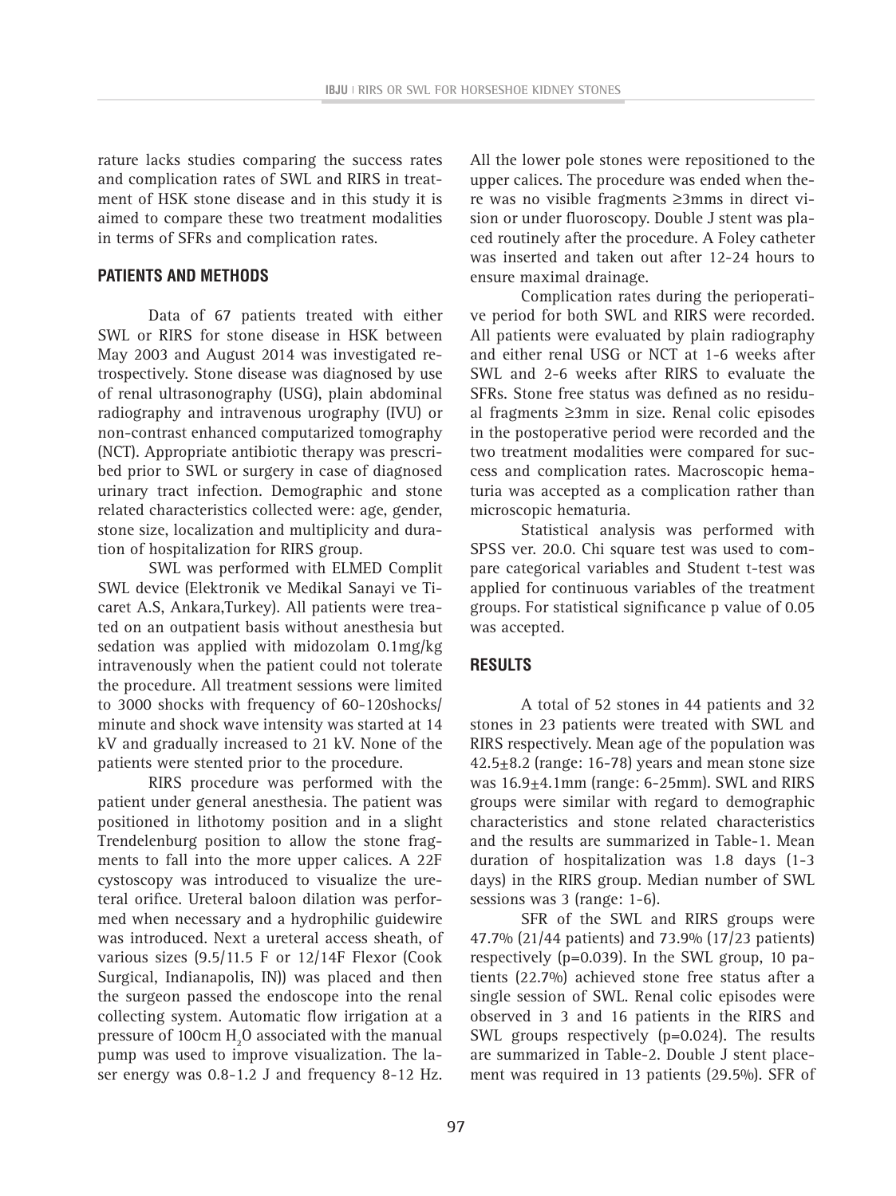rature lacks studies comparing the success rates and complication rates of SWL and RIRS in treatment of HSK stone disease and in this study it is aimed to compare these two treatment modalities in terms of SFRs and complication rates.

## PATIENTS AND METHODS

Data of 67 patients treated with either SWL or RIRS for stone disease in HSK between May 2003 and August 2014 was investigated retrospectively. Stone disease was diagnosed by use of renal ultrasonography (USG), plain abdominal radiography and intravenous urography (IVU) or non-contrast enhanced computarized tomography (NCT). Appropriate antibiotic therapy was prescribed prior to SWL or surgery in case of diagnosed urinary tract infection. Demographic and stone related characteristics collected were: age, gender, stone size, localization and multiplicity and duration of hospitalization for RIRS group.

SWL was performed with ELMED Complit SWL device (Elektronik ve Medikal Sanayi ve Ticaret A.S, Ankara,Turkey). All patients were treated on an outpatient basis without anesthesia but sedation was applied with midozolam 0.1mg/kg intravenously when the patient could not tolerate the procedure. All treatment sessions were limited to 3000 shocks with frequency of 60-120shocks/minute and shock wave intensity was started at 14 kV and gradually increased to 21 kV. None of the patients were stented prior to the procedure.

RIRS procedure was performed with the patient under general anesthesia. The patient was positioned in lithotomy position and in a slight Trendelenburg position to allow the stone fragments to fall into the more upper calices. A 22F cystoscopy was introduced to visualize the ureteral orifice. Ureteral baloon dilation was performed when necessary and a hydrophilic guidewire was introduced. Next a ureteral access sheath, of various sizes (9.5/11.5 F or 12/14F Flexor (Cook Surgical, Indianapolis, IN)) was placed and then the surgeon passed the endoscope into the renal collecting system. Automatic flow irrigation at a pressure of 100cm $H_2O$ associated with the manual pump was used to improve visualization. The laser energy was 0.8-1.2 J and frequency 8-12 Hz. All the lower pole stones were repositioned to the upper calices. The procedure was ended when there was no visible fragments ≥3mms in direct vision or under fluoroscopy. Double J stent was placed routinely after the procedure. A Foley catheter was inserted and taken out after 12-24 hours to ensure maximal drainage.

Complication rates during the perioperative period for both SWL and RIRS were recorded. All patients were evaluated by plain radiography and either renal USG or NCT at 1-6 weeks after SWL and 2-6 weeks after RIRS to evaluate the SFRs. Stone free status was defined as no residual fragments ≥3mm in size. Renal colic episodes in the postoperative period were recorded and the two treatment modalities were compared for success and complication rates. Macroscopic hematuria was accepted as a complication rather than microscopic hematuria.

Statistical analysis was performed with SPSS ver. 20.0. Chi square test was used to compare categorical variables and Student t-test was applied for continuous variables of the treatment groups. For statistical significance p value of 0.05 was accepted.

## RESULTS

A total of 52 stones in 44 patients and 32 stones in 23 patients were treated with SWL and RIRS respectively. Mean age of the population was 42.5±8.2 (range: 16-78) years and mean stone size was 16.9±4.1mm (range: 6-25mm). SWL and RIRS groups were similar with regard to demographic characteristics and stone related characteristics and the results are summarized in Table-1. Mean duration of hospitalization was 1.8 days (1-3 days) in the RIRS group. Median number of SWL sessions was 3 (range: 1-6).

SFR of the SWL and RIRS groups were 47.7% (21/44 patients) and 73.9% (17/23 patients) respectively (p=0.039). In the SWL group, 10 patients (22.7%) achieved stone free status after a single session of SWL. Renal colic episodes were observed in 3 and 16 patients in the RIRS and SWL groups respectively (p=0.024). The results are summarized in Table-2. Double J stent placement was required in 13 patients (29.5%). SFR of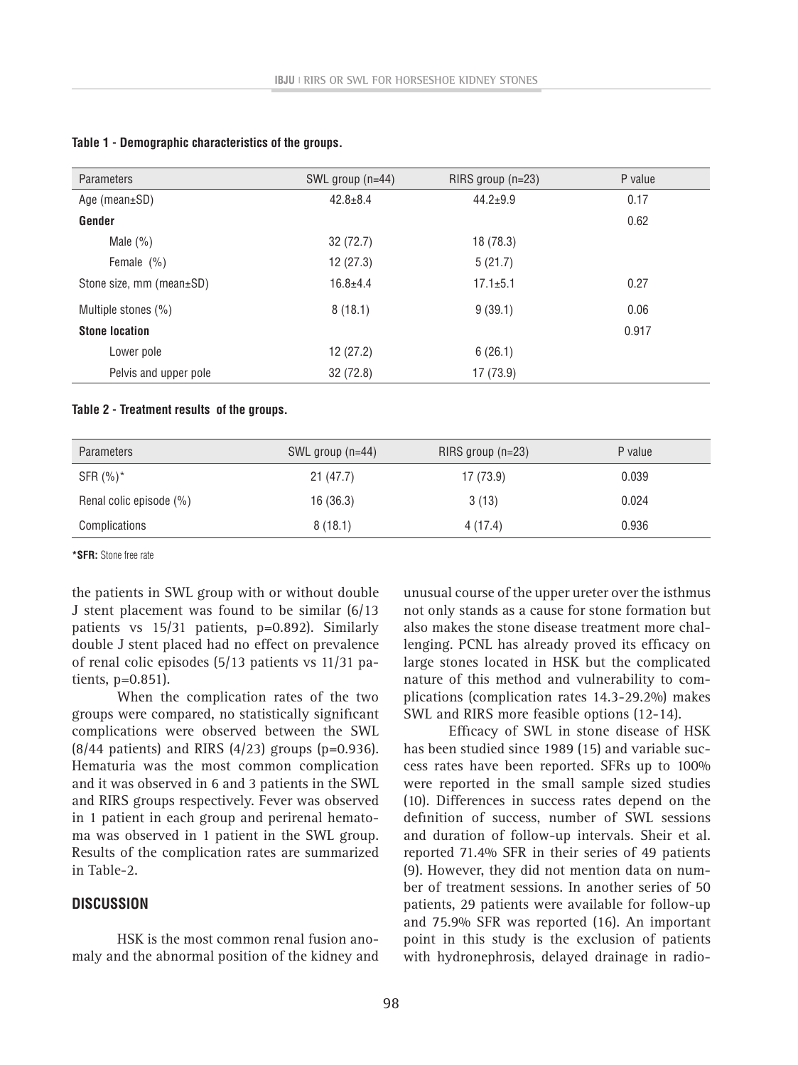**Table 1 - Demographic characteristics of the groups.**

| Parameters | SWL group (n=44) | RIRS group (n=23) | P value |
|---|---|---|---|
| Age (mean±SD) | 42.8±8.4 | 44.2±9.9 | 0.17 |
| **Gender** | | | 0.62 |
| Male (%) | 32 (72.7) | 18 (78.3) | |
| Female (%) | 12 (27.3) | 5 (21.7) | |
| Stone size, mm (mean±SD) | 16.8±4.4 | 17.1±5.1 | 0.27 |
| Multiple stones (%) | 8 (18.1) | 9 (39.1) | 0.06 |
| **Stone location** | | | 0.917 |
| Lower pole | 12 (27.2) | 6 (26.1) | |
| Pelvis and upper pole | 32 (72.8) | 17 (73.9) | |

**Table 2 - Treatment results of the groups.**

| Parameters | SWL group (n=44) | RIRS group (n=23) | P value |
|---|---|---|---|
| SFR (%)* | 21 (47.7) | 17 (73.9) | 0.039 |
| Renal colic episode (%) | 16 (36.3) | 3 (13) | 0.024 |
| Complications | 8 (18.1) | 4 (17.4) | 0.936 |

**\*SFR:** Stone free rate

the patients in SWL group with or without double J stent placement was found to be similar (6/13 patients vs 15/31 patients, p=0.892). Similarly double J stent placed had no effect on prevalence of renal colic episodes (5/13 patients vs 11/31 patients, p=0.851).

When the complication rates of the two groups were compared, no statistically significant complications were observed between the SWL (8/44 patients) and RIRS (4/23) groups (p=0.936). Hematuria was the most common complication and it was observed in 6 and 3 patients in the SWL and RIRS groups respectively. Fever was observed in 1 patient in each group and perirenal hematoma was observed in 1 patient in the SWL group. Results of the complication rates are summarized in Table-2.

## DISCUSSION

HSK is the most common renal fusion anomaly and the abnormal position of the kidney and unusual course of the upper ureter over the isthmus not only stands as a cause for stone formation but also makes the stone disease treatment more challenging. PCNL has already proved its efficacy on large stones located in HSK but the complicated nature of this method and vulnerability to complications (complication rates 14.3-29.2%) makes SWL and RIRS more feasible options (12-14).

Efficacy of SWL in stone disease of HSK has been studied since 1989 (15) and variable success rates have been reported. SFRs up to 100% were reported in the small sample sized studies (10). Differences in success rates depend on the definition of success, number of SWL sessions and duration of follow-up intervals. Sheir et al. reported 71.4% SFR in their series of 49 patients (9). However, they did not mention data on number of treatment sessions. In another series of 50 patients, 29 patients were available for follow-up and 75.9% SFR was reported (16). An important point in this study is the exclusion of patients with hydronephrosis, delayed drainage in radio-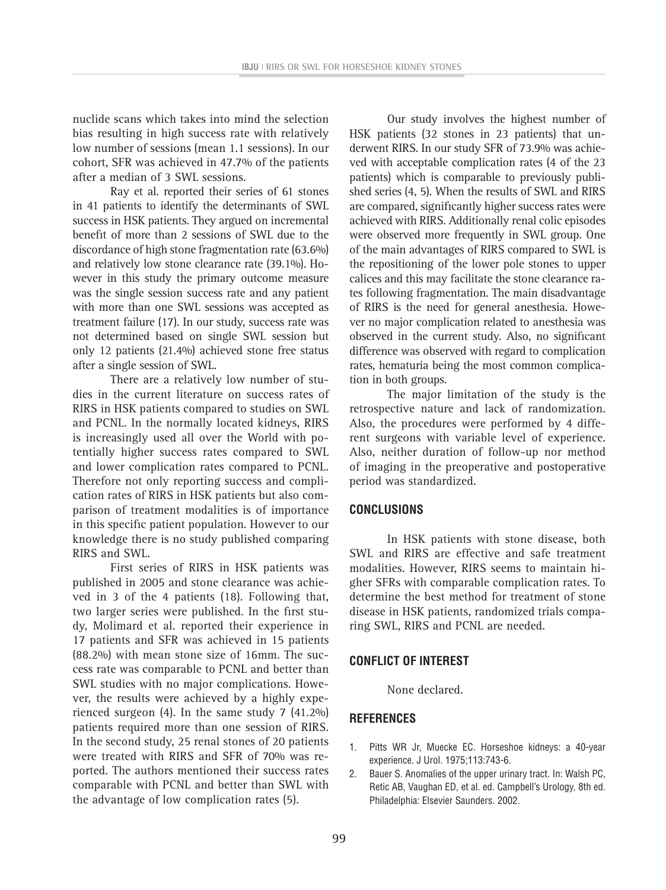nuclide scans which takes into mind the selection bias resulting in high success rate with relatively low number of sessions (mean 1.1 sessions). In our cohort, SFR was achieved in 47.7% of the patients after a median of 3 SWL sessions.

Ray et al. reported their series of 61 stones in 41 patients to identify the determinants of SWL success in HSK patients. They argued on incremental benefit of more than 2 sessions of SWL due to the discordance of high stone fragmentation rate (63.6%) and relatively low stone clearance rate (39.1%). However in this study the primary outcome measure was the single session success rate and any patient with more than one SWL sessions was accepted as treatment failure (17). In our study, success rate was not determined based on single SWL session but only 12 patients (21.4%) achieved stone free status after a single session of SWL.

There are a relatively low number of studies in the current literature on success rates of RIRS in HSK patients compared to studies on SWL and PCNL. In the normally located kidneys, RIRS is increasingly used all over the World with potentially higher success rates compared to SWL and lower complication rates compared to PCNL. Therefore not only reporting success and complication rates of RIRS in HSK patients but also comparison of treatment modalities is of importance in this specific patient population. However to our knowledge there is no study published comparing RIRS and SWL.

First series of RIRS in HSK patients was published in 2005 and stone clearance was achieved in 3 of the 4 patients (18). Following that, two larger series were published. In the first study, Molimard et al. reported their experience in 17 patients and SFR was achieved in 15 patients (88.2%) with mean stone size of 16mm. The success rate was comparable to PCNL and better than SWL studies with no major complications. However, the results were achieved by a highly experienced surgeon (4). In the same study 7 (41.2%) patients required more than one session of RIRS. In the second study, 25 renal stones of 20 patients were treated with RIRS and SFR of 70% was reported. The authors mentioned their success rates comparable with PCNL and better than SWL with the advantage of low complication rates (5).

Our study involves the highest number of HSK patients (32 stones in 23 patients) that underwent RIRS. In our study SFR of 73.9% was achieved with acceptable complication rates (4 of the 23 patients) which is comparable to previously published series (4, 5). When the results of SWL and RIRS are compared, significantly higher success rates were achieved with RIRS. Additionally renal colic episodes were observed more frequently in SWL group. One of the main advantages of RIRS compared to SWL is the repositioning of the lower pole stones to upper calices and this may facilitate the stone clearance rates following fragmentation. The main disadvantage of RIRS is the need for general anesthesia. However no major complication related to anesthesia was observed in the current study. Also, no significant difference was observed with regard to complication rates, hematuria being the most common complication in both groups.

The major limitation of the study is the retrospective nature and lack of randomization. Also, the procedures were performed by 4 different surgeons with variable level of experience. Also, neither duration of follow-up nor method of imaging in the preoperative and postoperative period was standardized.

## CONCLUSIONS

In HSK patients with stone disease, both SWL and RIRS are effective and safe treatment modalities. However, RIRS seems to maintain higher SFRs with comparable complication rates. To determine the best method for treatment of stone disease in HSK patients, randomized trials comparing SWL, RIRS and PCNL are needed.

## CONFLICT OF INTEREST

None declared.

## REFERENCES

1. Pitts WR Jr, Muecke EC. Horseshoe kidneys: a 40-year experience. J Urol. 1975;113:743-6.
2. Bauer S. Anomalies of the upper urinary tract. In: Walsh PC, Retic AB, Vaughan ED, et al. ed. Campbell's Urology, 8th ed. Philadelphia: Elsevier Saunders. 2002.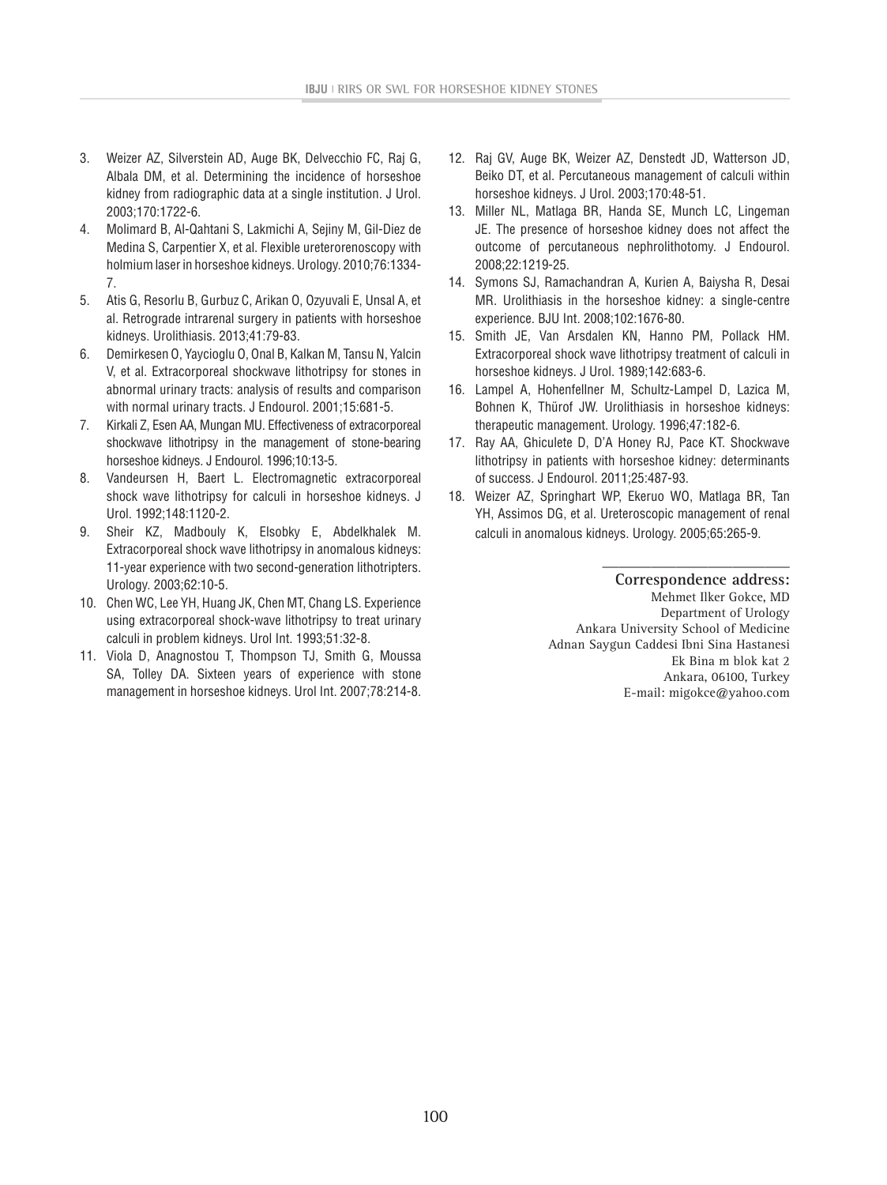3. Weizer AZ, Silverstein AD, Auge BK, Delvecchio FC, Raj G, Albala DM, et al. Determining the incidence of horseshoe kidney from radiographic data at a single institution. J Urol. 2003;170:1722-6.
4. Molimard B, Al-Qahtani S, Lakmichi A, Sejiny M, Gil-Diez de Medina S, Carpentier X, et al. Flexible ureterorenoscopy with holmium laser in horseshoe kidneys. Urology. 2010;76:1334-7.
5. Atis G, Resorlu B, Gurbuz C, Arikan O, Ozyuvali E, Unsal A, et al. Retrograde intrarenal surgery in patients with horseshoe kidneys. Urolithiasis. 2013;41:79-83.
6. Demirkesen O, Yaycioglu O, Onal B, Kalkan M, Tansu N, Yalcin V, et al. Extracorporeal shockwave lithotripsy for stones in abnormal urinary tracts: analysis of results and comparison with normal urinary tracts. J Endourol. 2001;15:681-5.
7. Kirkali Z, Esen AA, Mungan MU. Effectiveness of extracorporeal shockwave lithotripsy in the management of stone-bearing horseshoe kidneys. J Endourol. 1996;10:13-5.
8. Vandeursen H, Baert L. Electromagnetic extracorporeal shock wave lithotripsy for calculi in horseshoe kidneys. J Urol. 1992;148:1120-2.
9. Sheir KZ, Madbouly K, Elsobky E, Abdelkhalek M. Extracorporeal shock wave lithotripsy in anomalous kidneys: 11-year experience with two second-generation lithotripters. Urology. 2003;62:10-5.
10. Chen WC, Lee YH, Huang JK, Chen MT, Chang LS. Experience using extracorporeal shock-wave lithotripsy to treat urinary calculi in problem kidneys. Urol Int. 1993;51:32-8.
11. Viola D, Anagnostou T, Thompson TJ, Smith G, Moussa SA, Tolley DA. Sixteen years of experience with stone management in horseshoe kidneys. Urol Int. 2007;78:214-8.
12. Raj GV, Auge BK, Weizer AZ, Denstedt JD, Watterson JD, Beiko DT, et al. Percutaneous management of calculi within horseshoe kidneys. J Urol. 2003;170:48-51.
13. Miller NL, Matlaga BR, Handa SE, Munch LC, Lingeman JE. The presence of horseshoe kidney does not affect the outcome of percutaneous nephrolithotomy. J Endourol. 2008;22:1219-25.
14. Symons SJ, Ramachandran A, Kurien A, Baiysha R, Desai MR. Urolithiasis in the horseshoe kidney: a single-centre experience. BJU Int. 2008;102:1676-80.
15. Smith JE, Van Arsdalen KN, Hanno PM, Pollack HM. Extracorporeal shock wave lithotripsy treatment of calculi in horseshoe kidneys. J Urol. 1989;142:683-6.
16. Lampel A, Hohenfellner M, Schultz-Lampel D, Lazica M, Bohnen K, Thürof JW. Urolithiasis in horseshoe kidneys: therapeutic management. Urology. 1996;47:182-6.
17. Ray AA, Ghiculete D, D'A Honey RJ, Pace KT. Shockwave lithotripsy in patients with horseshoe kidney: determinants of success. J Endourol. 2011;25:487-93.
18. Weizer AZ, Springhart WP, Ekeruo WO, Matlaga BR, Tan YH, Assimos DG, et al. Ureteroscopic management of renal calculi in anomalous kidneys. Urology. 2005;65:265-9.

**Correspondence address:**
Mehmet Ilker Gokce, MD
Department of Urology
Ankara University School of Medicine
Adnan Saygun Caddesi Ibni Sina Hastanesi
Ek Bina m blok kat 2
Ankara, 06100, Turkey
E-mail: migokce@yahoo.com